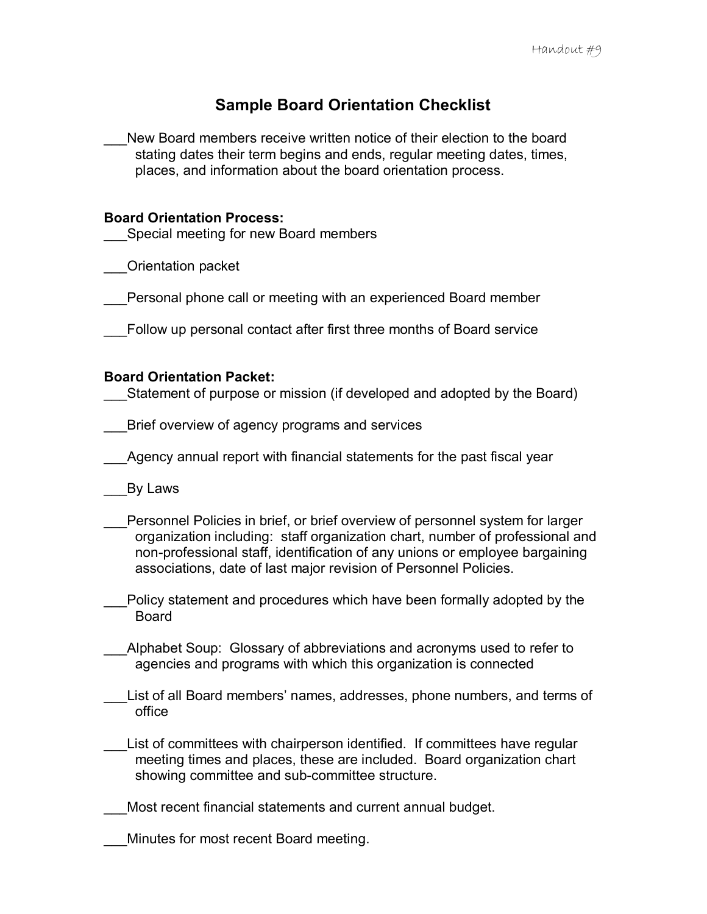Handout #9

# Sample Board Orientation Checklist

___New Board members receive written notice of their election to the board stating dates their term begins and ends, regular meeting dates, times, places, and information about the board orientation process.

**Board Orientation Process:**

___Special meeting for new Board members

___Orientation packet

___Personal phone call or meeting with an experienced Board member

___Follow up personal contact after first three months of Board service

**Board Orientation Packet:**

___Statement of purpose or mission (if developed and adopted by the Board)

___Brief overview of agency programs and services

___Agency annual report with financial statements for the past fiscal year

___By Laws

___Personnel Policies in brief, or brief overview of personnel system for larger organization including: staff organization chart, number of professional and non-professional staff, identification of any unions or employee bargaining associations, date of last major revision of Personnel Policies.

___Policy statement and procedures which have been formally adopted by the Board

___Alphabet Soup: Glossary of abbreviations and acronyms used to refer to agencies and programs with which this organization is connected

___List of all Board members' names, addresses, phone numbers, and terms of office

___List of committees with chairperson identified. If committees have regular meeting times and places, these are included. Board organization chart showing committee and sub-committee structure.

___Most recent financial statements and current annual budget.

___Minutes for most recent Board meeting.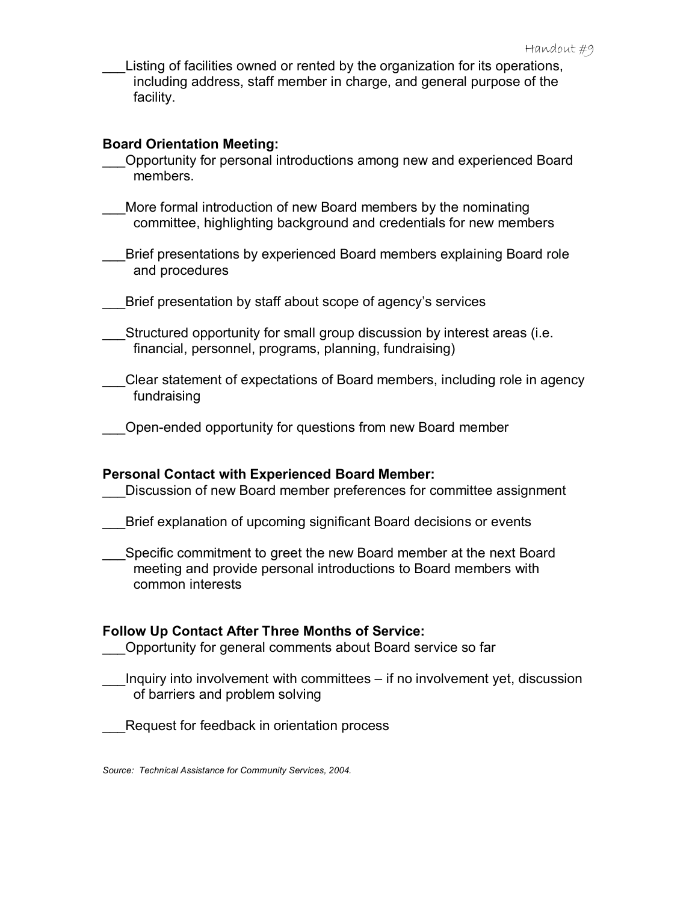___Listing of facilities owned or rented by the organization for its operations, including address, staff member in charge, and general purpose of the facility.

**Board Orientation Meeting:**

___Opportunity for personal introductions among new and experienced Board members.

___More formal introduction of new Board members by the nominating committee, highlighting background and credentials for new members

___Brief presentations by experienced Board members explaining Board role and procedures

___Brief presentation by staff about scope of agency's services

___Structured opportunity for small group discussion by interest areas (i.e. financial, personnel, programs, planning, fundraising)

___Clear statement of expectations of Board members, including role in agency fundraising

___Open-ended opportunity for questions from new Board member

**Personal Contact with Experienced Board Member:**

___Discussion of new Board member preferences for committee assignment

___Brief explanation of upcoming significant Board decisions or events

___Specific commitment to greet the new Board member at the next Board meeting and provide personal introductions to Board members with common interests

**Follow Up Contact After Three Months of Service:**

___Opportunity for general comments about Board service so far

___Inquiry into involvement with committees – if no involvement yet, discussion of barriers and problem solving

___Request for feedback in orientation process

*Source: Technical Assistance for Community Services, 2004.*